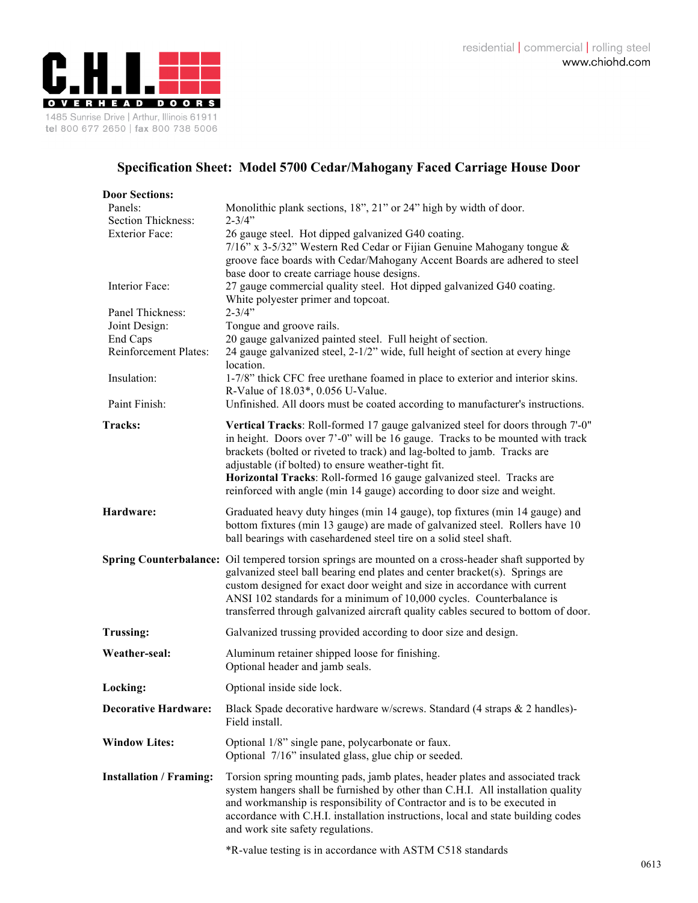residential | commercial | rolling steel
www.chiohd.com

**C.H.I. OVERHEAD DOORS**

1485 Sunrise Drive | Arthur, Illinois 61911
tel 800 677 2650 | fax 800 738 5006

# Specification Sheet: Model 5700 Cedar/Mahogany Faced Carriage House Door

**Door Sections:**

| | |
|---|---|
| Panels: | Monolithic plank sections, 18", 21" or 24" high by width of door. |
| Section Thickness: | 2-3/4" |
| Exterior Face: | 26 gauge steel. Hot dipped galvanized G40 coating. 7/16" x 3-5/32" Western Red Cedar or Fijian Genuine Mahogany tongue & groove face boards with Cedar/Mahogany Accent Boards are adhered to steel base door to create carriage house designs. |
| Interior Face: | 27 gauge commercial quality steel. Hot dipped galvanized G40 coating. White polyester primer and topcoat. |
| Panel Thickness: | 2-3/4" |
| Joint Design: | Tongue and groove rails. |
| End Caps | 20 gauge galvanized painted steel. Full height of section. |
| Reinforcement Plates: | 24 gauge galvanized steel, 2-1/2" wide, full height of section at every hinge location. |
| Insulation: | 1-7/8" thick CFC free urethane foamed in place to exterior and interior skins. R-Value of 18.03*, 0.056 U-Value. |
| Paint Finish: | Unfinished. All doors must be coated according to manufacturer's instructions. |

**Tracks:** **Vertical Tracks**: Roll-formed 17 gauge galvanized steel for doors through 7'-0" in height. Doors over 7'-0" will be 16 gauge. Tracks to be mounted with track brackets (bolted or riveted to track) and lag-bolted to jamb. Tracks are adjustable (if bolted) to ensure weather-tight fit.
**Horizontal Tracks**: Roll-formed 16 gauge galvanized steel. Tracks are reinforced with angle (min 14 gauge) according to door size and weight.

**Hardware:** Graduated heavy duty hinges (min 14 gauge), top fixtures (min 14 gauge) and bottom fixtures (min 13 gauge) are made of galvanized steel. Rollers have 10 ball bearings with casehardened steel tire on a solid steel shaft.

**Spring Counterbalance:** Oil tempered torsion springs are mounted on a cross-header shaft supported by galvanized steel ball bearing end plates and center bracket(s). Springs are custom designed for exact door weight and size in accordance with current ANSI 102 standards for a minimum of 10,000 cycles. Counterbalance is transferred through galvanized aircraft quality cables secured to bottom of door.

**Trussing:** Galvanized trussing provided according to door size and design.

**Weather-seal:** Aluminum retainer shipped loose for finishing.
Optional header and jamb seals.

**Locking:** Optional inside side lock.

**Decorative Hardware:** Black Spade decorative hardware w/screws. Standard (4 straps & 2 handles)- Field install.

**Window Lites:** Optional 1/8" single pane, polycarbonate or faux.
Optional 7/16" insulated glass, glue chip or seeded.

**Installation / Framing:** Torsion spring mounting pads, jamb plates, header plates and associated track system hangers shall be furnished by other than C.H.I. All installation quality and workmanship is responsibility of Contractor and is to be executed in accordance with C.H.I. installation instructions, local and state building codes and work site safety regulations.

*R-value testing is in accordance with ASTM C518 standards

0613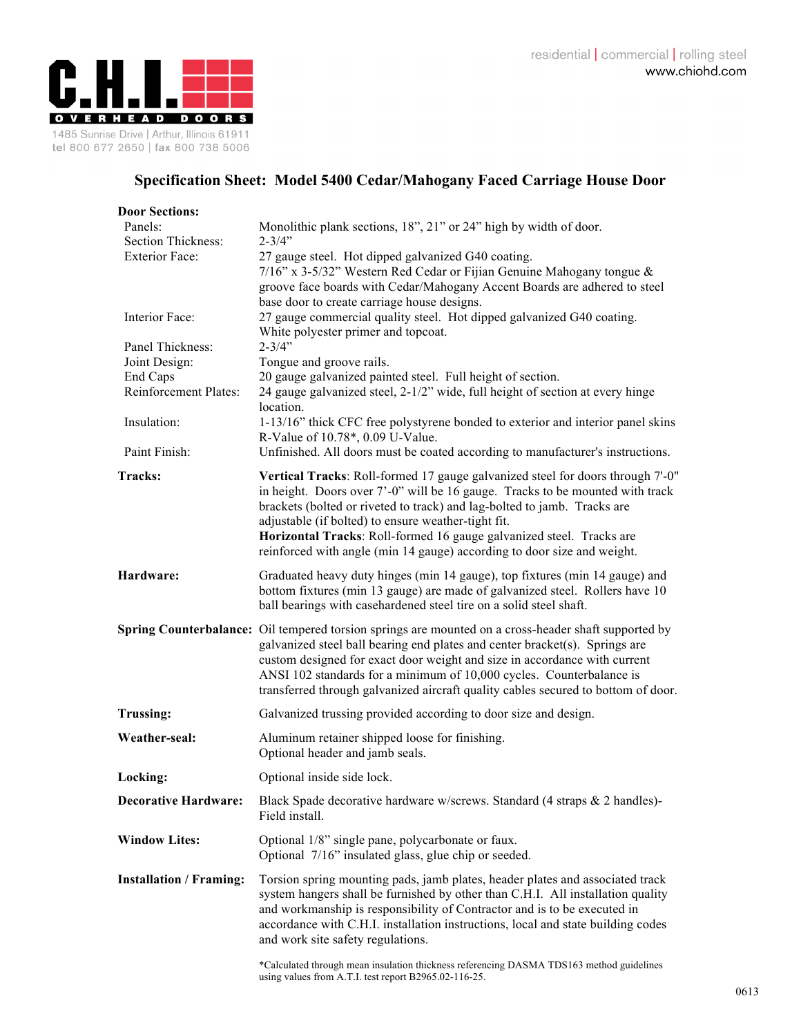residential | commercial | rolling steel
www.chiohd.com

**C.H.I. OVERHEAD DOORS**

1485 Sunrise Drive | Arthur, Illinois 61911
tel 800 677 2650 | fax 800 738 5006

## Specification Sheet: Model 5400 Cedar/Mahogany Faced Carriage House Door

| | |
|---|---|
| **Door Sections:** | |
| Panels: | Monolithic plank sections, 18", 21" or 24" high by width of door. |
| Section Thickness: | 2-3/4" |
| Exterior Face: | 27 gauge steel. Hot dipped galvanized G40 coating. 7/16" x 3-5/32" Western Red Cedar or Fijian Genuine Mahogany tongue & groove face boards with Cedar/Mahogany Accent Boards are adhered to steel base door to create carriage house designs. |
| Interior Face: | 27 gauge commercial quality steel. Hot dipped galvanized G40 coating. White polyester primer and topcoat. |
| Panel Thickness: | 2-3/4" |
| Joint Design: | Tongue and groove rails. |
| End Caps | 20 gauge galvanized painted steel. Full height of section. |
| Reinforcement Plates: | 24 gauge galvanized steel, 2-1/2" wide, full height of section at every hinge location. |
| Insulation: | 1-13/16" thick CFC free polystyrene bonded to exterior and interior panel skins R-Value of 10.78*, 0.09 U-Value. |
| Paint Finish: | Unfinished. All doors must be coated according to manufacturer's instructions. |
| **Tracks:** | **Vertical Tracks**: Roll-formed 17 gauge galvanized steel for doors through 7'-0" in height. Doors over 7'-0" will be 16 gauge. Tracks to be mounted with track brackets (bolted or riveted to track) and lag-bolted to jamb. Tracks are adjustable (if bolted) to ensure weather-tight fit. **Horizontal Tracks**: Roll-formed 16 gauge galvanized steel. Tracks are reinforced with angle (min 14 gauge) according to door size and weight. |
| **Hardware:** | Graduated heavy duty hinges (min 14 gauge), top fixtures (min 14 gauge) and bottom fixtures (min 13 gauge) are made of galvanized steel. Rollers have 10 ball bearings with casehardened steel tire on a solid steel shaft. |
| **Spring Counterbalance:** | Oil tempered torsion springs are mounted on a cross-header shaft supported by galvanized steel ball bearing end plates and center bracket(s). Springs are custom designed for exact door weight and size in accordance with current ANSI 102 standards for a minimum of 10,000 cycles. Counterbalance is transferred through galvanized aircraft quality cables secured to bottom of door. |
| **Trussing:** | Galvanized trussing provided according to door size and design. |
| **Weather-seal:** | Aluminum retainer shipped loose for finishing. Optional header and jamb seals. |
| **Locking:** | Optional inside side lock. |
| **Decorative Hardware:** | Black Spade decorative hardware w/screws. Standard (4 straps & 2 handles)- Field install. |
| **Window Lites:** | Optional 1/8" single pane, polycarbonate or faux. Optional 7/16" insulated glass, glue chip or seeded. |
| **Installation / Framing:** | Torsion spring mounting pads, jamb plates, header plates and associated track system hangers shall be furnished by other than C.H.I. All installation quality and workmanship is responsibility of Contractor and is to be executed in accordance with C.H.I. installation instructions, local and state building codes and work site safety regulations. |

*Calculated through mean insulation thickness referencing DASMA TDS163 method guidelines using values from A.T.I. test report B2965.02-116-25.

0613